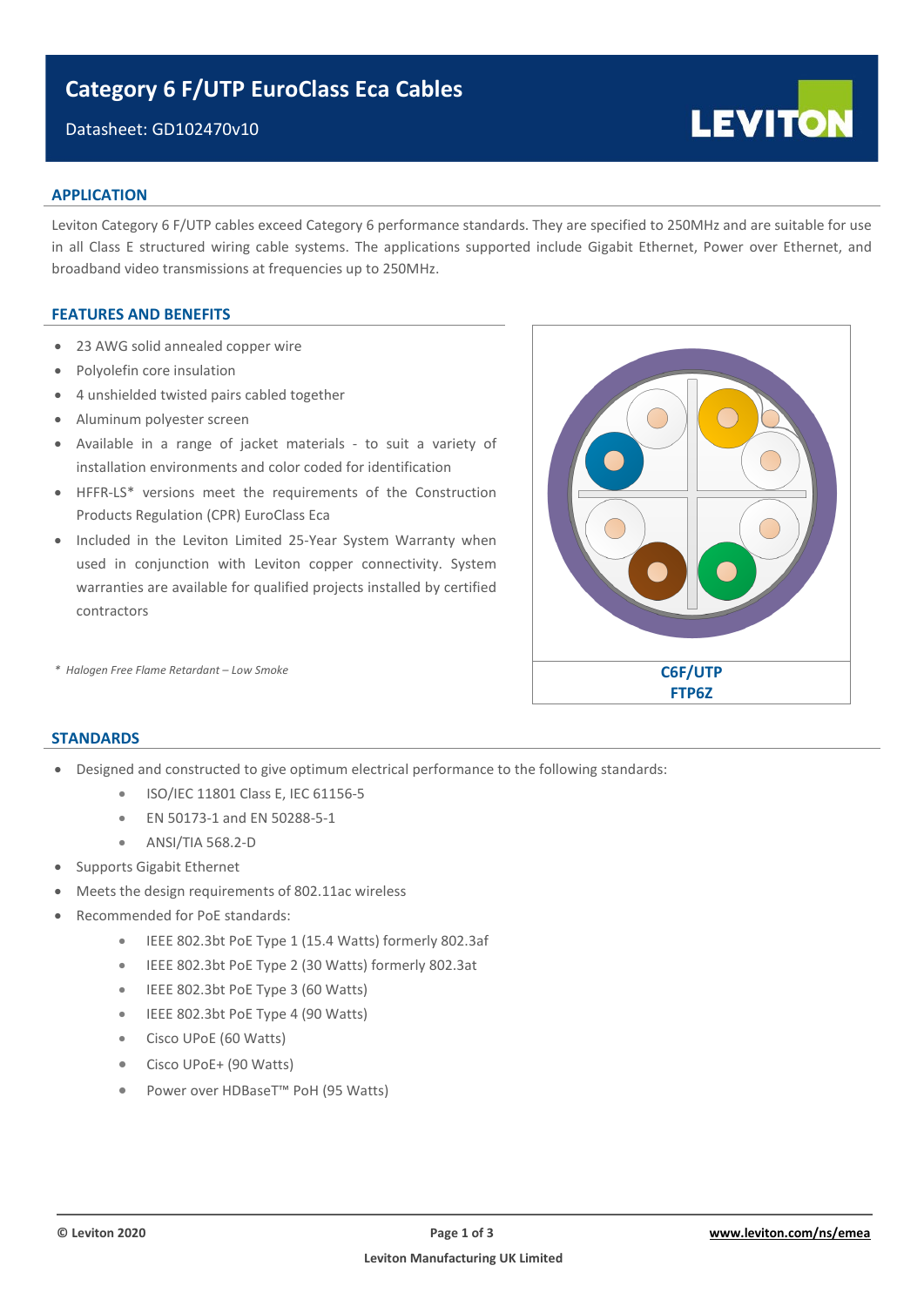# Category 6 F/UTP EuroClass Eca Cables

Datasheet: GD102470v10

## APPLICATION

Leviton Category 6 F/UTP cables exceed Category 6 performance standards. They are specified to 250MHz and are suitable for use in all Class E structured wiring cable systems. The applications supported include Gigabit Ethernet, Power over Ethernet, and broadband video transmissions at frequencies up to 250MHz.

## FEATURES AND BENEFITS

- 23 AWG solid annealed copper wire
- Polyolefin core insulation
- 4 unshielded twisted pairs cabled together
- Aluminum polyester screen
- Available in a range of jacket materials - to suit a variety of installation environments and color coded for identification
- HFFR-LS* versions meet the requirements of the Construction Products Regulation (CPR) EuroClass Eca
- Included in the Leviton Limited 25-Year System Warranty when used in conjunction with Leviton copper connectivity. System warranties are available for qualified projects installed by certified contractors

*\* Halogen Free Flame Retardant – Low Smoke*

**C6F/UTP**
**FTP6Z**

## STANDARDS

- Designed and constructed to give optimum electrical performance to the following standards:
  - ISO/IEC 11801 Class E, IEC 61156-5
  - EN 50173-1 and EN 50288-5-1
  - ANSI/TIA 568.2-D
- Supports Gigabit Ethernet
- Meets the design requirements of 802.11ac wireless
- Recommended for PoE standards:
  - IEEE 802.3bt PoE Type 1 (15.4 Watts) formerly 802.3af
  - IEEE 802.3bt PoE Type 2 (30 Watts) formerly 802.3at
  - IEEE 802.3bt PoE Type 3 (60 Watts)
  - IEEE 802.3bt PoE Type 4 (90 Watts)
  - Cisco UPoE (60 Watts)
  - Cisco UPoE+ (90 Watts)
  - Power over HDBaseT™ PoH (95 Watts)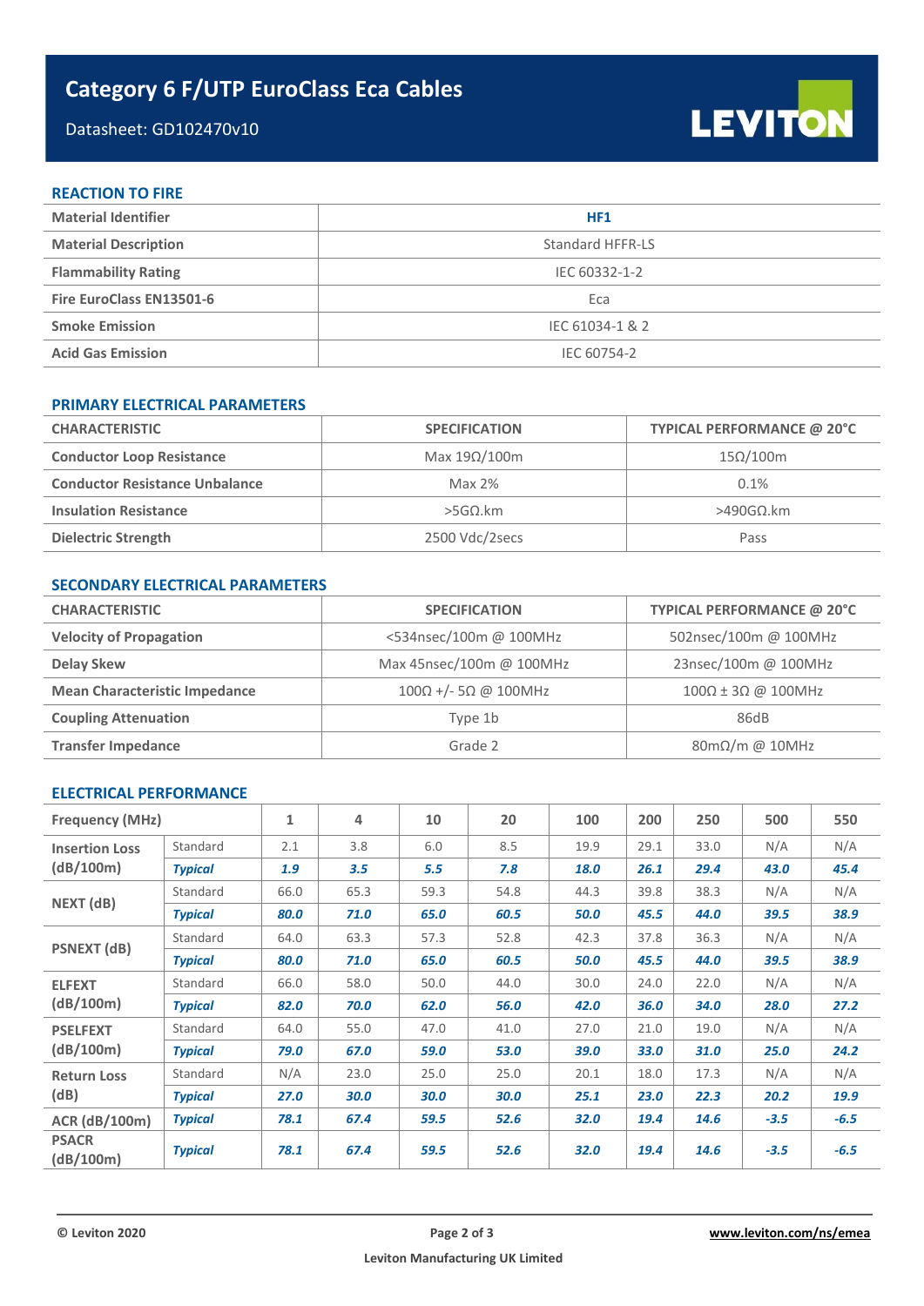# Category 6 F/UTP EuroClass Eca Cables

Datasheet: GD102470v10

LEVITON

## REACTION TO FIRE

| | |
|---|---|
| **Material Identifier** | **HF1** |
| **Material Description** | Standard HFFR-LS |
| **Flammability Rating** | IEC 60332-1-2 |
| **Fire EuroClass EN13501-6** | Eca |
| **Smoke Emission** | IEC 61034-1 & 2 |
| **Acid Gas Emission** | IEC 60754-2 |

## PRIMARY ELECTRICAL PARAMETERS

| CHARACTERISTIC | SPECIFICATION | TYPICAL PERFORMANCE @ 20°C |
|---|---|---|
| **Conductor Loop Resistance** | Max 19Ω/100m | 15Ω/100m |
| **Conductor Resistance Unbalance** | Max 2% | 0.1% |
| **Insulation Resistance** | >5GΩ.km | >490GΩ.km |
| **Dielectric Strength** | 2500 Vdc/2secs | Pass |

## SECONDARY ELECTRICAL PARAMETERS

| CHARACTERISTIC | SPECIFICATION | TYPICAL PERFORMANCE @ 20°C |
|---|---|---|
| **Velocity of Propagation** | <534nsec/100m @ 100MHz | 502nsec/100m @ 100MHz |
| **Delay Skew** | Max 45nsec/100m @ 100MHz | 23nsec/100m @ 100MHz |
| **Mean Characteristic Impedance** | 100Ω +/- 5Ω @ 100MHz | 100Ω ± 3Ω @ 100MHz |
| **Coupling Attenuation** | Type 1b | 86dB |
| **Transfer Impedance** | Grade 2 | 80mΩ/m @ 10MHz |

## ELECTRICAL PERFORMANCE

| Frequency (MHz) | | 1 | 4 | 10 | 20 | 100 | 200 | 250 | 500 | 550 |
|---|---|---|---|---|---|---|---|---|---|---|
| **Insertion Loss (dB/100m)** | Standard | 2.1 | 3.8 | 6.0 | 8.5 | 19.9 | 29.1 | 33.0 | N/A | N/A |
| | ***Typical*** | ***1.9*** | ***3.5*** | ***5.5*** | ***7.8*** | ***18.0*** | ***26.1*** | ***29.4*** | ***43.0*** | ***45.4*** |
| **NEXT (dB)** | Standard | 66.0 | 65.3 | 59.3 | 54.8 | 44.3 | 39.8 | 38.3 | N/A | N/A |
| | ***Typical*** | ***80.0*** | ***71.0*** | ***65.0*** | ***60.5*** | ***50.0*** | ***45.5*** | ***44.0*** | ***39.5*** | ***38.9*** |
| **PSNEXT (dB)** | Standard | 64.0 | 63.3 | 57.3 | 52.8 | 42.3 | 37.8 | 36.3 | N/A | N/A |
| | ***Typical*** | ***80.0*** | ***71.0*** | ***65.0*** | ***60.5*** | ***50.0*** | ***45.5*** | ***44.0*** | ***39.5*** | ***38.9*** |
| **ELFEXT (dB/100m)** | Standard | 66.0 | 58.0 | 50.0 | 44.0 | 30.0 | 24.0 | 22.0 | N/A | N/A |
| | ***Typical*** | ***82.0*** | ***70.0*** | ***62.0*** | ***56.0*** | ***42.0*** | ***36.0*** | ***34.0*** | ***28.0*** | ***27.2*** |
| **PSELFEXT (dB/100m)** | Standard | 64.0 | 55.0 | 47.0 | 41.0 | 27.0 | 21.0 | 19.0 | N/A | N/A |
| | ***Typical*** | ***79.0*** | ***67.0*** | ***59.0*** | ***53.0*** | ***39.0*** | ***33.0*** | ***31.0*** | ***25.0*** | ***24.2*** |
| **Return Loss (dB)** | Standard | N/A | 23.0 | 25.0 | 25.0 | 20.1 | 18.0 | 17.3 | N/A | N/A |
| | ***Typical*** | ***27.0*** | ***30.0*** | ***30.0*** | ***30.0*** | ***25.1*** | ***23.0*** | ***22.3*** | ***20.2*** | ***19.9*** |
| **ACR (dB/100m)** | ***Typical*** | ***78.1*** | ***67.4*** | ***59.5*** | ***52.6*** | ***32.0*** | ***19.4*** | ***14.6*** | ***-3.5*** | ***-6.5*** |
| **PSACR (dB/100m)** | ***Typical*** | ***78.1*** | ***67.4*** | ***59.5*** | ***52.6*** | ***32.0*** | ***19.4*** | ***14.6*** | ***-3.5*** | ***-6.5*** |

**© Leviton 2020**

**www.leviton.com/ns/emea**

**Leviton Manufacturing UK Limited**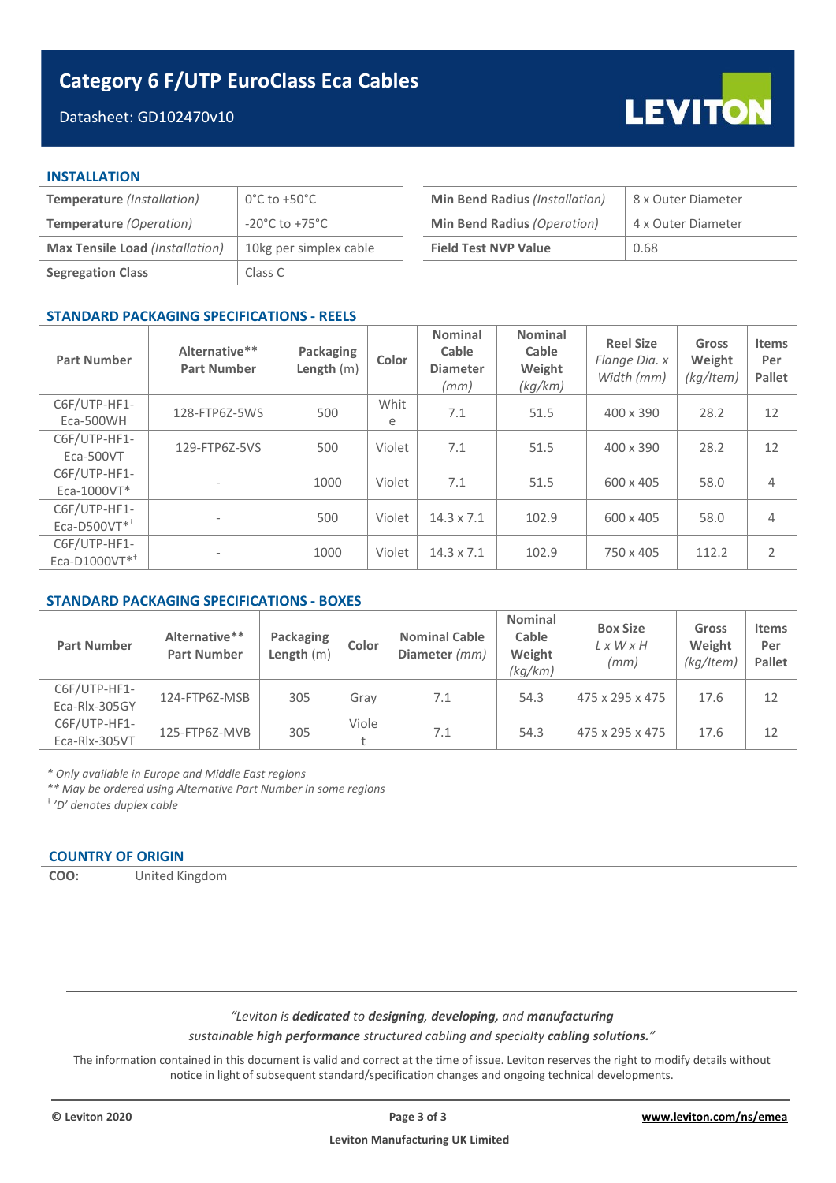# Category 6 F/UTP EuroClass Eca Cables

Datasheet: GD102470v10

## INSTALLATION

| | |
|---|---|
| **Temperature** *(Installation)* | 0°C to +50°C |
| **Temperature** *(Operation)* | -20°C to +75°C |
| **Max Tensile Load** *(Installation)* | 10kg per simplex cable |
| **Segregation Class** | Class C |

| | |
|---|---|
| **Min Bend Radius** *(Installation)* | 8 x Outer Diameter |
| **Min Bend Radius** *(Operation)* | 4 x Outer Diameter |
| **Field Test NVP Value** | 0.68 |

## STANDARD PACKAGING SPECIFICATIONS - REELS

| Part Number | Alternative** Part Number | Packaging Length (m) | Color | Nominal Cable Diameter *(mm)* | Nominal Cable Weight *(kg/km)* | Reel Size *Flange Dia. x Width (mm)* | Gross Weight *(kg/Item)* | Items Per Pallet |
|---|---|---|---|---|---|---|---|---|
| C6F/UTP-HF1-Eca-500WH | 128-FTP6Z-5WS | 500 | White | 7.1 | 51.5 | 400 x 390 | 28.2 | 12 |
| C6F/UTP-HF1-Eca-500VT | 129-FTP6Z-5VS | 500 | Violet | 7.1 | 51.5 | 400 x 390 | 28.2 | 12 |
| C6F/UTP-HF1-Eca-1000VT* | - | 1000 | Violet | 7.1 | 51.5 | 600 x 405 | 58.0 | 4 |
| C6F/UTP-HF1-Eca-D500VT*† | - | 500 | Violet | 14.3 x 7.1 | 102.9 | 600 x 405 | 58.0 | 4 |
| C6F/UTP-HF1-Eca-D1000VT*† | - | 1000 | Violet | 14.3 x 7.1 | 102.9 | 750 x 405 | 112.2 | 2 |

## STANDARD PACKAGING SPECIFICATIONS - BOXES

| Part Number | Alternative** Part Number | Packaging Length (m) | Color | Nominal Cable Diameter *(mm)* | Nominal Cable Weight *(kg/km)* | Box Size *L x W x H (mm)* | Gross Weight *(kg/Item)* | Items Per Pallet |
|---|---|---|---|---|---|---|---|---|
| C6F/UTP-HF1-Eca-Rlx-305GY | 124-FTP6Z-MSB | 305 | Gray | 7.1 | 54.3 | 475 x 295 x 475 | 17.6 | 12 |
| C6F/UTP-HF1-Eca-Rlx-305VT | 125-FTP6Z-MVB | 305 | Violet | 7.1 | 54.3 | 475 x 295 x 475 | 17.6 | 12 |

*\* Only available in Europe and Middle East regions*

*\*\* May be ordered using Alternative Part Number in some regions*

*† 'D' denotes duplex cable*

## COUNTRY OF ORIGIN

**COO:** United Kingdom

*"Leviton is **dedicated** to **designing**, **developing**, and **manufacturing** sustainable **high performance** structured cabling and specialty **cabling solutions.**"*

The information contained in this document is valid and correct at the time of issue. Leviton reserves the right to modify details without notice in light of subsequent standard/specification changes and ongoing technical developments.

**© Leviton 2020** **www.leviton.com/ns/emea**

**Leviton Manufacturing UK Limited**